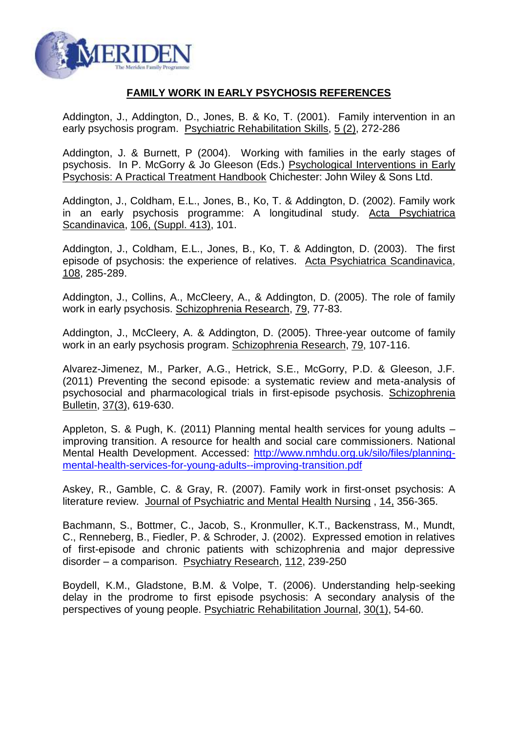MERIDEN

The Meriden Family Programme

# FAMILY WORK IN EARLY PSYCHOSIS REFERENCES

Addington, J., Addington, D., Jones, B. & Ko, T. (2001). Family intervention in an early psychosis program. Psychiatric Rehabilitation Skills, 5 (2), 272-286

Addington, J. & Burnett, P (2004). Working with families in the early stages of psychosis. In P. McGorry & Jo Gleeson (Eds.) Psychological Interventions in Early Psychosis: A Practical Treatment Handbook Chichester: John Wiley & Sons Ltd.

Addington, J., Coldham, E.L., Jones, B., Ko, T. & Addington, D. (2002). Family work in an early psychosis programme: A longitudinal study. Acta Psychiatrica Scandinavica, 106, (Suppl. 413), 101.

Addington, J., Coldham, E.L., Jones, B., Ko, T. & Addington, D. (2003). The first episode of psychosis: the experience of relatives. Acta Psychiatrica Scandinavica, 108, 285-289.

Addington, J., Collins, A., McCleery, A., & Addington, D. (2005). The role of family work in early psychosis. Schizophrenia Research, 79, 77-83.

Addington, J., McCleery, A. & Addington, D. (2005). Three-year outcome of family work in an early psychosis program. Schizophrenia Research, 79, 107-116.

Alvarez-Jimenez, M., Parker, A.G., Hetrick, S.E., McGorry, P.D. & Gleeson, J.F. (2011) Preventing the second episode: a systematic review and meta-analysis of psychosocial and pharmacological trials in first-episode psychosis. Schizophrenia Bulletin, 37(3), 619-630.

Appleton, S. & Pugh, K. (2011) Planning mental health services for young adults – improving transition. A resource for health and social care commissioners. National Mental Health Development. Accessed: http://www.nmhdu.org.uk/silo/files/planning-mental-health-services-for-young-adults--improving-transition.pdf

Askey, R., Gamble, C. & Gray, R. (2007). Family work in first-onset psychosis: A literature review. Journal of Psychiatric and Mental Health Nursing , 14, 356-365.

Bachmann, S., Bottmer, C., Jacob, S., Kronmuller, K.T., Backenstrass, M., Mundt, C., Renneberg, B., Fiedler, P. & Schroder, J. (2002). Expressed emotion in relatives of first-episode and chronic patients with schizophrenia and major depressive disorder – a comparison. Psychiatry Research, 112, 239-250

Boydell, K.M., Gladstone, B.M. & Volpe, T. (2006). Understanding help-seeking delay in the prodrome to first episode psychosis: A secondary analysis of the perspectives of young people. Psychiatric Rehabilitation Journal, 30(1), 54-60.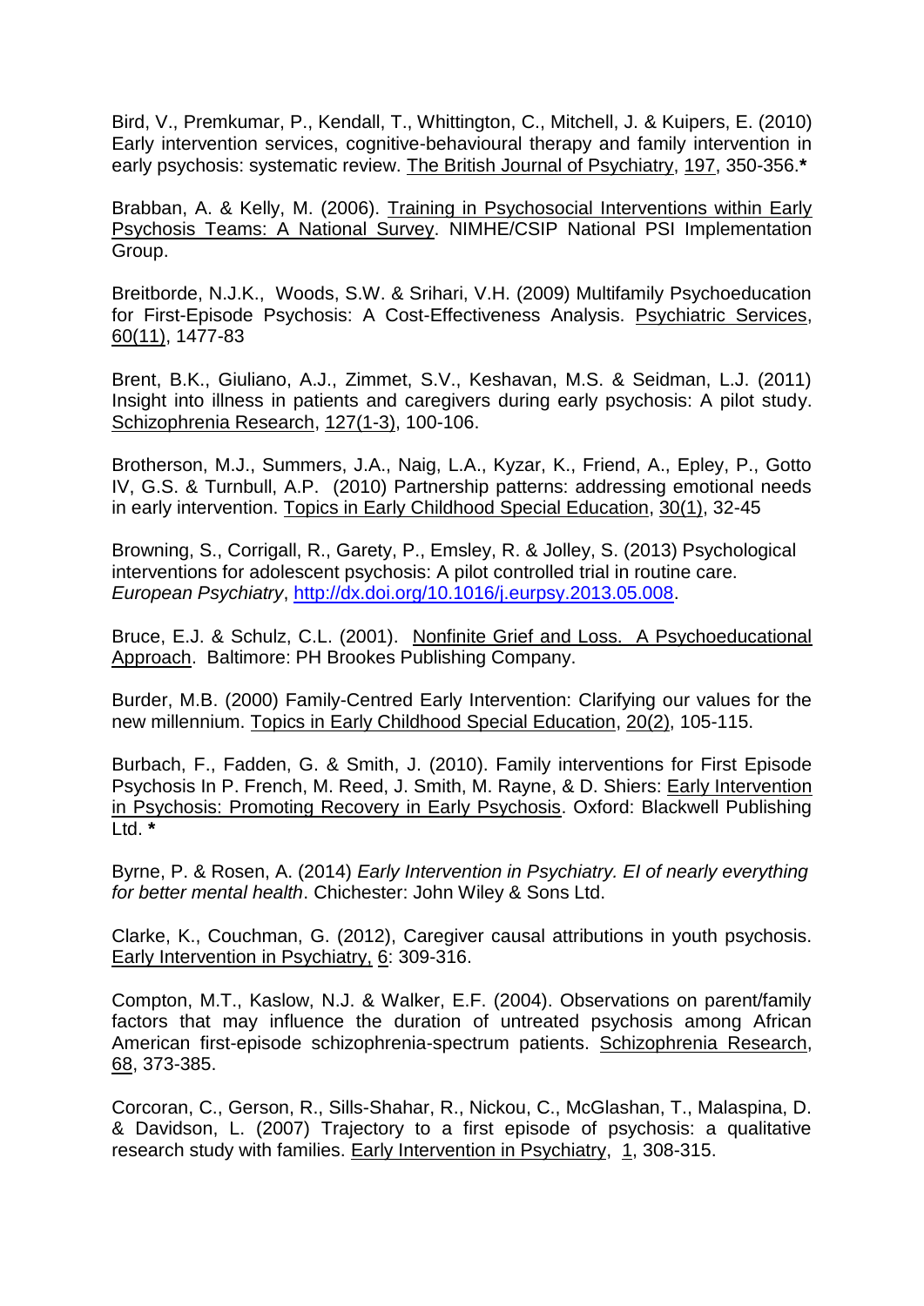Bird, V., Premkumar, P., Kendall, T., Whittington, C., Mitchell, J. & Kuipers, E. (2010) Early intervention services, cognitive-behavioural therapy and family intervention in early psychosis: systematic review. The British Journal of Psychiatry, 197, 350-356.**\***

Brabban, A. & Kelly, M. (2006). Training in Psychosocial Interventions within Early Psychosis Teams: A National Survey. NIMHE/CSIP National PSI Implementation Group.

Breitborde, N.J.K., Woods, S.W. & Srihari, V.H. (2009) Multifamily Psychoeducation for First-Episode Psychosis: A Cost-Effectiveness Analysis. Psychiatric Services, 60(11), 1477-83

Brent, B.K., Giuliano, A.J., Zimmet, S.V., Keshavan, M.S. & Seidman, L.J. (2011) Insight into illness in patients and caregivers during early psychosis: A pilot study. Schizophrenia Research, 127(1-3), 100-106.

Brotherson, M.J., Summers, J.A., Naig, L.A., Kyzar, K., Friend, A., Epley, P., Gotto IV, G.S. & Turnbull, A.P. (2010) Partnership patterns: addressing emotional needs in early intervention. Topics in Early Childhood Special Education, 30(1), 32-45

Browning, S., Corrigall, R., Garety, P., Emsley, R. & Jolley, S. (2013) Psychological interventions for adolescent psychosis: A pilot controlled trial in routine care. *European Psychiatry*, http://dx.doi.org/10.1016/j.eurpsy.2013.05.008.

Bruce, E.J. & Schulz, C.L. (2001). Nonfinite Grief and Loss. A Psychoeducational Approach. Baltimore: PH Brookes Publishing Company.

Burder, M.B. (2000) Family-Centred Early Intervention: Clarifying our values for the new millennium. Topics in Early Childhood Special Education, 20(2), 105-115.

Burbach, F., Fadden, G. & Smith, J. (2010). Family interventions for First Episode Psychosis In P. French, M. Reed, J. Smith, M. Rayne, & D. Shiers: Early Intervention in Psychosis: Promoting Recovery in Early Psychosis. Oxford: Blackwell Publishing Ltd. **\***

Byrne, P. & Rosen, A. (2014) *Early Intervention in Psychiatry. EI of nearly everything for better mental health*. Chichester: John Wiley & Sons Ltd.

Clarke, K., Couchman, G. (2012), Caregiver causal attributions in youth psychosis. Early Intervention in Psychiatry, 6: 309-316.

Compton, M.T., Kaslow, N.J. & Walker, E.F. (2004). Observations on parent/family factors that may influence the duration of untreated psychosis among African American first-episode schizophrenia-spectrum patients. Schizophrenia Research, 68, 373-385.

Corcoran, C., Gerson, R., Sills-Shahar, R., Nickou, C., McGlashan, T., Malaspina, D. & Davidson, L. (2007) Trajectory to a first episode of psychosis: a qualitative research study with families. Early Intervention in Psychiatry, 1, 308-315.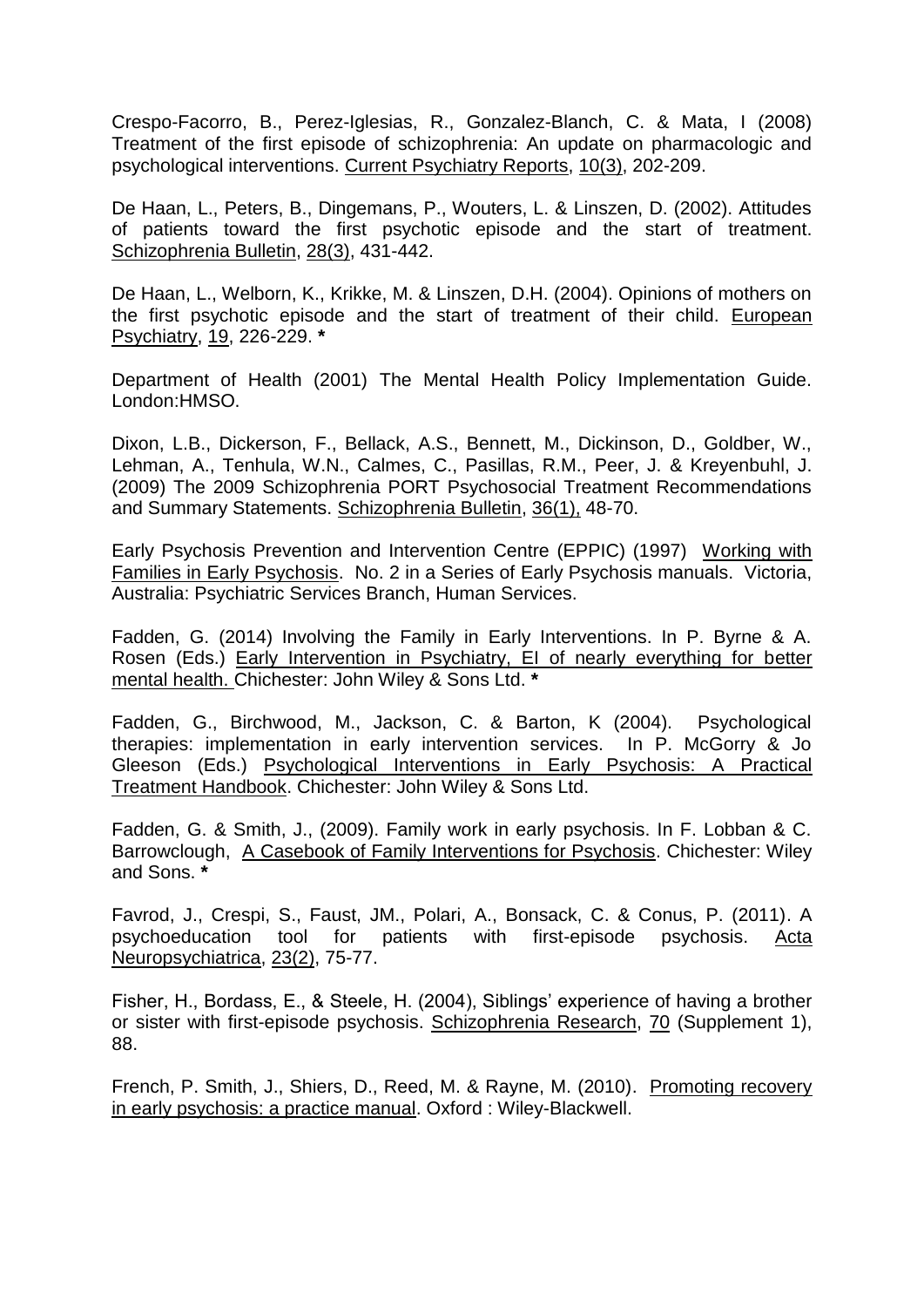Crespo-Facorro, B., Perez-Iglesias, R., Gonzalez-Blanch, C. & Mata, I (2008) Treatment of the first episode of schizophrenia: An update on pharmacologic and psychological interventions. Current Psychiatry Reports, 10(3), 202-209.

De Haan, L., Peters, B., Dingemans, P., Wouters, L. & Linszen, D. (2002). Attitudes of patients toward the first psychotic episode and the start of treatment. Schizophrenia Bulletin, 28(3), 431-442.

De Haan, L., Welborn, K., Krikke, M. & Linszen, D.H. (2004). Opinions of mothers on the first psychotic episode and the start of treatment of their child. European Psychiatry, 19, 226-229. **\***

Department of Health (2001) The Mental Health Policy Implementation Guide. London:HMSO.

Dixon, L.B., Dickerson, F., Bellack, A.S., Bennett, M., Dickinson, D., Goldber, W., Lehman, A., Tenhula, W.N., Calmes, C., Pasillas, R.M., Peer, J. & Kreyenbuhl, J. (2009) The 2009 Schizophrenia PORT Psychosocial Treatment Recommendations and Summary Statements. Schizophrenia Bulletin, 36(1), 48-70.

Early Psychosis Prevention and Intervention Centre (EPPIC) (1997) Working with Families in Early Psychosis. No. 2 in a Series of Early Psychosis manuals. Victoria, Australia: Psychiatric Services Branch, Human Services.

Fadden, G. (2014) Involving the Family in Early Interventions. In P. Byrne & A. Rosen (Eds.) Early Intervention in Psychiatry, EI of nearly everything for better mental health. Chichester: John Wiley & Sons Ltd. **\***

Fadden, G., Birchwood, M., Jackson, C. & Barton, K (2004). Psychological therapies: implementation in early intervention services. In P. McGorry & Jo Gleeson (Eds.) Psychological Interventions in Early Psychosis: A Practical Treatment Handbook. Chichester: John Wiley & Sons Ltd.

Fadden, G. & Smith, J., (2009). Family work in early psychosis. In F. Lobban & C. Barrowclough, A Casebook of Family Interventions for Psychosis. Chichester: Wiley and Sons. **\***

Favrod, J., Crespi, S., Faust, JM., Polari, A., Bonsack, C. & Conus, P. (2011). A psychoeducation tool for patients with first-episode psychosis. Acta Neuropsychiatrica, 23(2), 75-77.

Fisher, H., Bordass, E., & Steele, H. (2004), Siblings' experience of having a brother or sister with first-episode psychosis. Schizophrenia Research, 70 (Supplement 1), 88.

French, P. Smith, J., Shiers, D., Reed, M. & Rayne, M. (2010). Promoting recovery in early psychosis: a practice manual. Oxford : Wiley-Blackwell.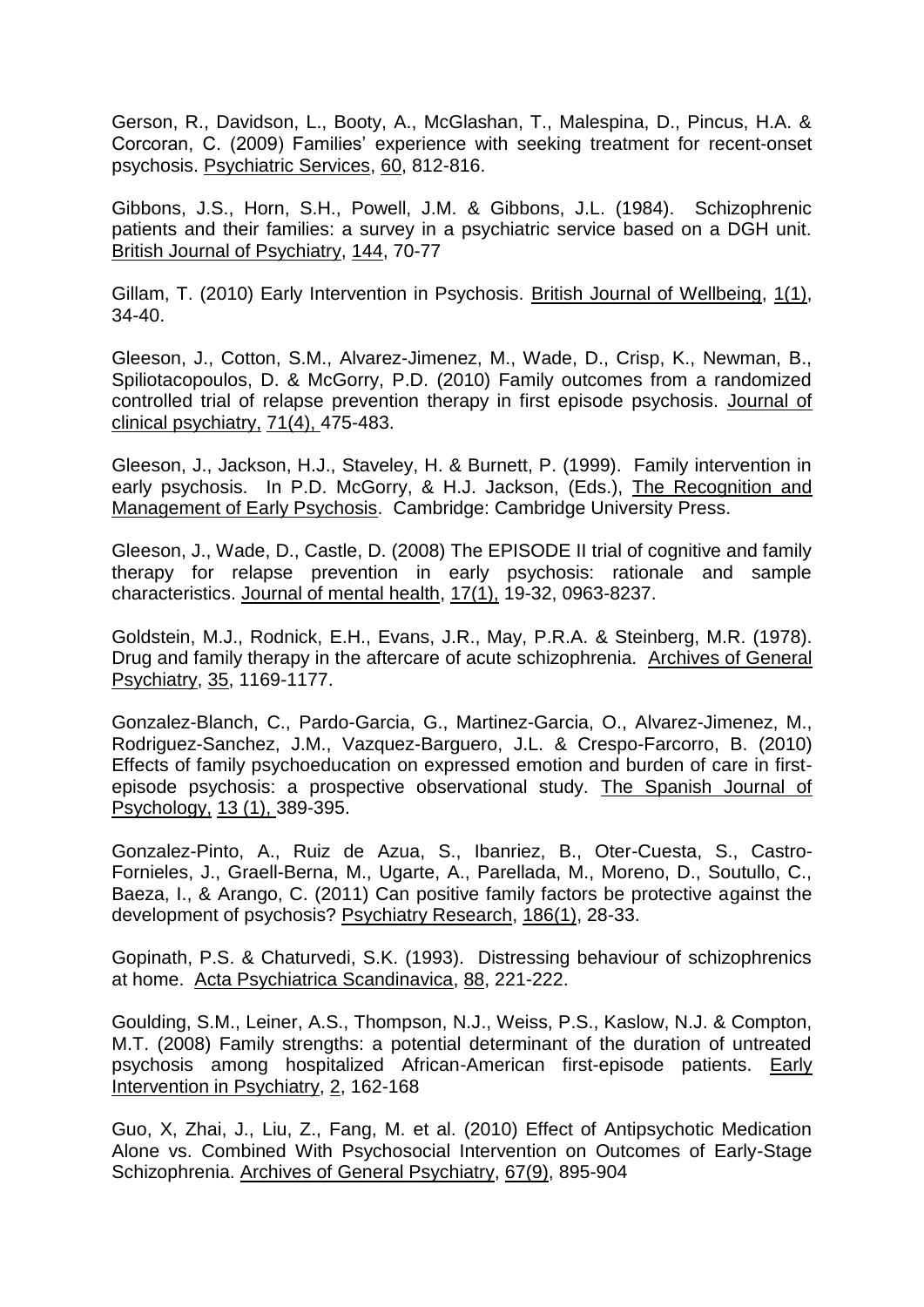Gerson, R., Davidson, L., Booty, A., McGlashan, T., Malespina, D., Pincus, H.A. & Corcoran, C. (2009) Families' experience with seeking treatment for recent-onset psychosis. Psychiatric Services, 60, 812-816.

Gibbons, J.S., Horn, S.H., Powell, J.M. & Gibbons, J.L. (1984). Schizophrenic patients and their families: a survey in a psychiatric service based on a DGH unit. British Journal of Psychiatry, 144, 70-77

Gillam, T. (2010) Early Intervention in Psychosis. British Journal of Wellbeing, 1(1), 34-40.

Gleeson, J., Cotton, S.M., Alvarez-Jimenez, M., Wade, D., Crisp, K., Newman, B., Spiliotacopoulos, D. & McGorry, P.D. (2010) Family outcomes from a randomized controlled trial of relapse prevention therapy in first episode psychosis. Journal of clinical psychiatry, 71(4), 475-483.

Gleeson, J., Jackson, H.J., Staveley, H. & Burnett, P. (1999). Family intervention in early psychosis. In P.D. McGorry, & H.J. Jackson, (Eds.), The Recognition and Management of Early Psychosis. Cambridge: Cambridge University Press.

Gleeson, J., Wade, D., Castle, D. (2008) The EPISODE II trial of cognitive and family therapy for relapse prevention in early psychosis: rationale and sample characteristics. Journal of mental health, 17(1), 19-32, 0963-8237.

Goldstein, M.J., Rodnick, E.H., Evans, J.R., May, P.R.A. & Steinberg, M.R. (1978). Drug and family therapy in the aftercare of acute schizophrenia. Archives of General Psychiatry, 35, 1169-1177.

Gonzalez-Blanch, C., Pardo-Garcia, G., Martinez-Garcia, O., Alvarez-Jimenez, M., Rodriguez-Sanchez, J.M., Vazquez-Barguero, J.L. & Crespo-Farcorro, B. (2010) Effects of family psychoeducation on expressed emotion and burden of care in first-episode psychosis: a prospective observational study. The Spanish Journal of Psychology, 13 (1), 389-395.

Gonzalez-Pinto, A., Ruiz de Azua, S., Ibanriez, B., Oter-Cuesta, S., Castro-Fornieles, J., Graell-Berna, M., Ugarte, A., Parellada, M., Moreno, D., Soutullo, C., Baeza, I., & Arango, C. (2011) Can positive family factors be protective against the development of psychosis? Psychiatry Research, 186(1), 28-33.

Gopinath, P.S. & Chaturvedi, S.K. (1993). Distressing behaviour of schizophrenics at home. Acta Psychiatrica Scandinavica, 88, 221-222.

Goulding, S.M., Leiner, A.S., Thompson, N.J., Weiss, P.S., Kaslow, N.J. & Compton, M.T. (2008) Family strengths: a potential determinant of the duration of untreated psychosis among hospitalized African-American first-episode patients. Early Intervention in Psychiatry, 2, 162-168

Guo, X, Zhai, J., Liu, Z., Fang, M. et al. (2010) Effect of Antipsychotic Medication Alone vs. Combined With Psychosocial Intervention on Outcomes of Early-Stage Schizophrenia. Archives of General Psychiatry, 67(9), 895-904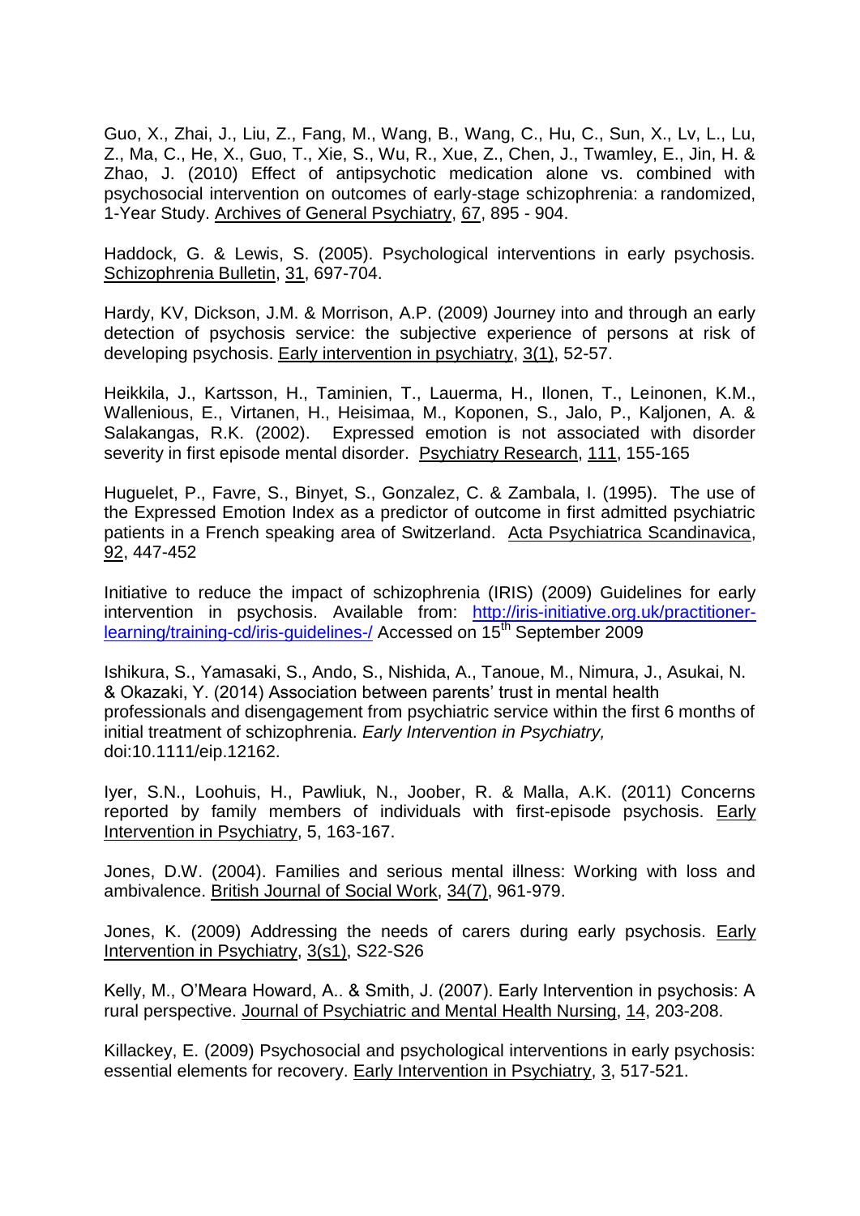Guo, X., Zhai, J., Liu, Z., Fang, M., Wang, B., Wang, C., Hu, C., Sun, X., Lv, L., Lu, Z., Ma, C., He, X., Guo, T., Xie, S., Wu, R., Xue, Z., Chen, J., Twamley, E., Jin, H. & Zhao, J. (2010) Effect of antipsychotic medication alone vs. combined with psychosocial intervention on outcomes of early-stage schizophrenia: a randomized, 1-Year Study. Archives of General Psychiatry, 67, 895 - 904.

Haddock, G. & Lewis, S. (2005). Psychological interventions in early psychosis. Schizophrenia Bulletin, 31, 697-704.

Hardy, KV, Dickson, J.M. & Morrison, A.P. (2009) Journey into and through an early detection of psychosis service: the subjective experience of persons at risk of developing psychosis. Early intervention in psychiatry, 3(1), 52-57.

Heikkila, J., Kartsson, H., Taminien, T., Lauerma, H., Ilonen, T., Leinonen, K.M., Wallenious, E., Virtanen, H., Heisimaa, M., Koponen, S., Jalo, P., Kaljonen, A. & Salakangas, R.K. (2002). Expressed emotion is not associated with disorder severity in first episode mental disorder. Psychiatry Research, 111, 155-165

Huguelet, P., Favre, S., Binyet, S., Gonzalez, C. & Zambala, I. (1995). The use of the Expressed Emotion Index as a predictor of outcome in first admitted psychiatric patients in a French speaking area of Switzerland. Acta Psychiatrica Scandinavica, 92, 447-452

Initiative to reduce the impact of schizophrenia (IRIS) (2009) Guidelines for early intervention in psychosis. Available from: http://iris-initiative.org.uk/practitioner-learning/training-cd/iris-guidelines-/ Accessed on 15th September 2009

Ishikura, S., Yamasaki, S., Ando, S., Nishida, A., Tanoue, M., Nimura, J., Asukai, N. & Okazaki, Y. (2014) Association between parents' trust in mental health professionals and disengagement from psychiatric service within the first 6 months of initial treatment of schizophrenia. *Early Intervention in Psychiatry,* doi:10.1111/eip.12162.

Iyer, S.N., Loohuis, H., Pawliuk, N., Joober, R. & Malla, A.K. (2011) Concerns reported by family members of individuals with first-episode psychosis. Early Intervention in Psychiatry, 5, 163-167.

Jones, D.W. (2004). Families and serious mental illness: Working with loss and ambivalence. British Journal of Social Work, 34(7), 961-979.

Jones, K. (2009) Addressing the needs of carers during early psychosis. Early Intervention in Psychiatry, 3(s1), S22-S26

Kelly, M., O'Meara Howard, A.. & Smith, J. (2007). Early Intervention in psychosis: A rural perspective. Journal of Psychiatric and Mental Health Nursing, 14, 203-208.

Killackey, E. (2009) Psychosocial and psychological interventions in early psychosis: essential elements for recovery. Early Intervention in Psychiatry, 3, 517-521.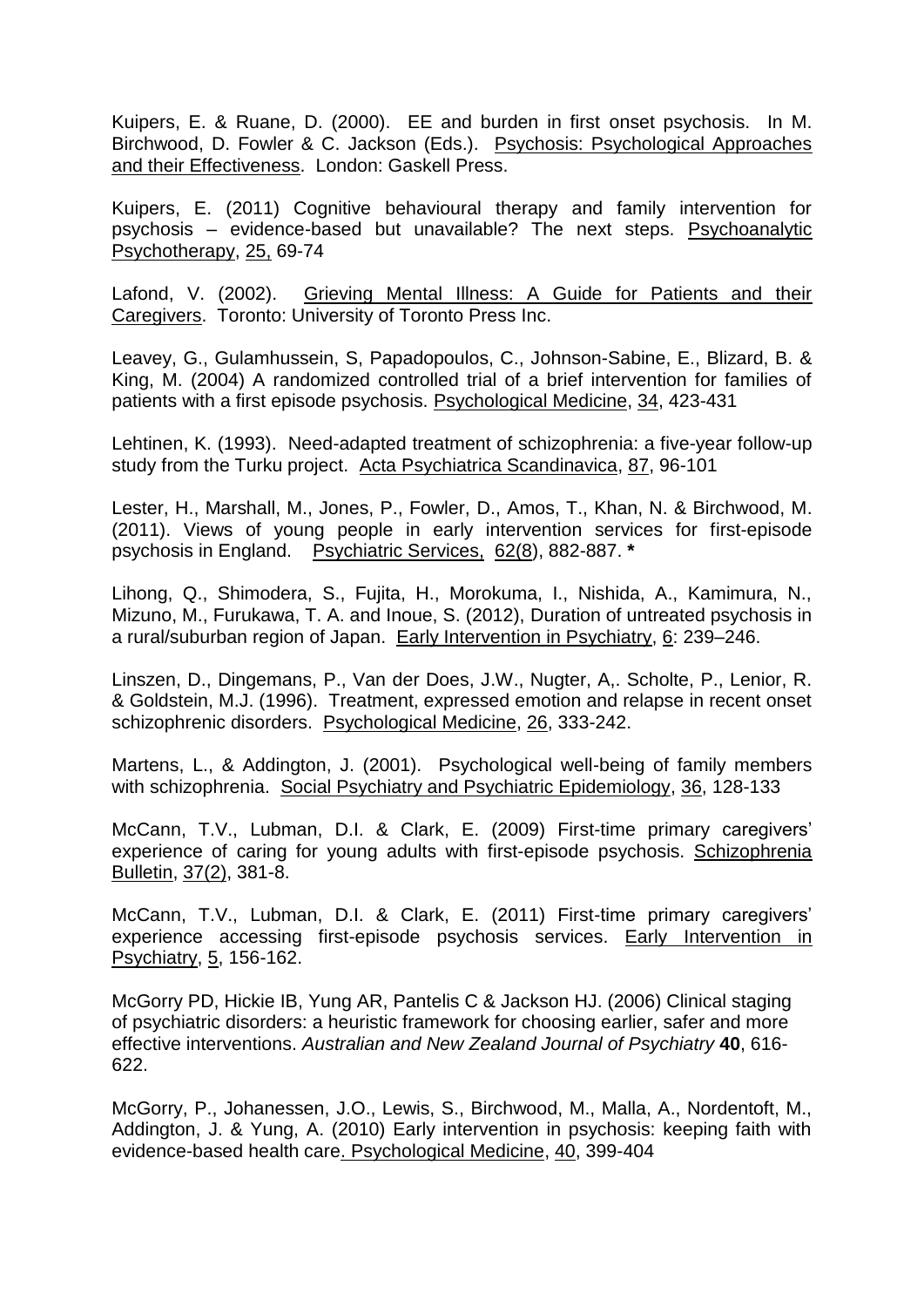Kuipers, E. & Ruane, D. (2000). EE and burden in first onset psychosis. In M. Birchwood, D. Fowler & C. Jackson (Eds.). Psychosis: Psychological Approaches and their Effectiveness. London: Gaskell Press.

Kuipers, E. (2011) Cognitive behavioural therapy and family intervention for psychosis – evidence-based but unavailable? The next steps. Psychoanalytic Psychotherapy, 25, 69-74

Lafond, V. (2002). Grieving Mental Illness: A Guide for Patients and their Caregivers. Toronto: University of Toronto Press Inc.

Leavey, G., Gulamhussein, S, Papadopoulos, C., Johnson-Sabine, E., Blizard, B. & King, M. (2004) A randomized controlled trial of a brief intervention for families of patients with a first episode psychosis. Psychological Medicine, 34, 423-431

Lehtinen, K. (1993). Need-adapted treatment of schizophrenia: a five-year follow-up study from the Turku project. Acta Psychiatrica Scandinavica, 87, 96-101

Lester, H., Marshall, M., Jones, P., Fowler, D., Amos, T., Khan, N. & Birchwood, M. (2011). Views of young people in early intervention services for first-episode psychosis in England. Psychiatric Services, 62(8), 882-887. **\***

Lihong, Q., Shimodera, S., Fujita, H., Morokuma, I., Nishida, A., Kamimura, N., Mizuno, M., Furukawa, T. A. and Inoue, S. (2012), Duration of untreated psychosis in a rural/suburban region of Japan. Early Intervention in Psychiatry, 6: 239–246.

Linszen, D., Dingemans, P., Van der Does, J.W., Nugter, A,. Scholte, P., Lenior, R. & Goldstein, M.J. (1996). Treatment, expressed emotion and relapse in recent onset schizophrenic disorders. Psychological Medicine, 26, 333-242.

Martens, L., & Addington, J. (2001). Psychological well-being of family members with schizophrenia. Social Psychiatry and Psychiatric Epidemiology, 36, 128-133

McCann, T.V., Lubman, D.I. & Clark, E. (2009) First-time primary caregivers' experience of caring for young adults with first-episode psychosis. Schizophrenia Bulletin, 37(2), 381-8.

McCann, T.V., Lubman, D.I. & Clark, E. (2011) First-time primary caregivers' experience accessing first-episode psychosis services. Early Intervention in Psychiatry, 5, 156-162.

McGorry PD, Hickie IB, Yung AR, Pantelis C & Jackson HJ. (2006) Clinical staging of psychiatric disorders: a heuristic framework for choosing earlier, safer and more effective interventions. *Australian and New Zealand Journal of Psychiatry* **40**, 616-622.

McGorry, P., Johanessen, J.O., Lewis, S., Birchwood, M., Malla, A., Nordentoft, M., Addington, J. & Yung, A. (2010) Early intervention in psychosis: keeping faith with evidence-based health care. Psychological Medicine, 40, 399-404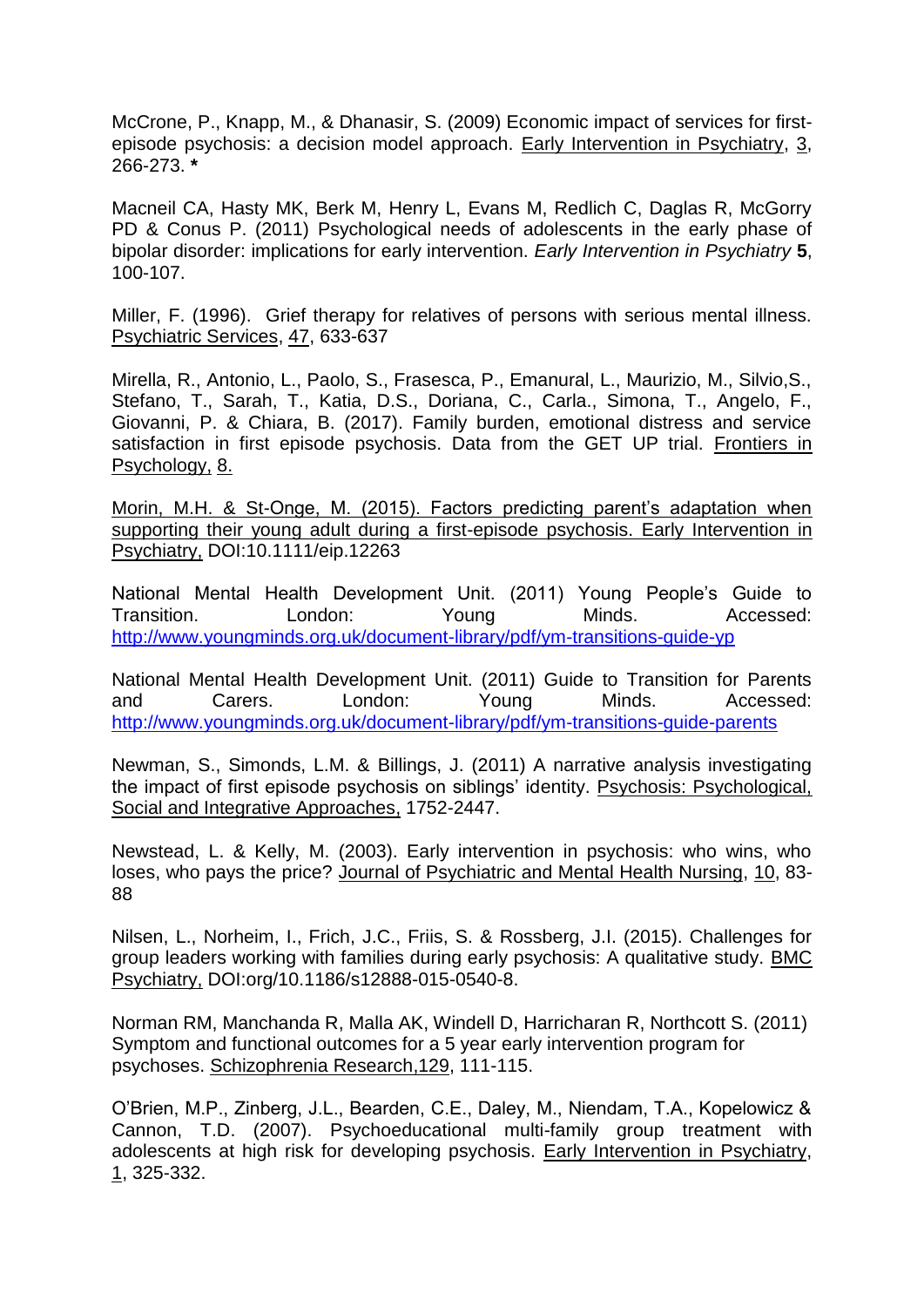McCrone, P., Knapp, M., & Dhanasir, S. (2009) Economic impact of services for first-episode psychosis: a decision model approach. Early Intervention in Psychiatry, 3, 266-273. **\***

Macneil CA, Hasty MK, Berk M, Henry L, Evans M, Redlich C, Daglas R, McGorry PD & Conus P. (2011) Psychological needs of adolescents in the early phase of bipolar disorder: implications for early intervention. *Early Intervention in Psychiatry* **5**, 100-107.

Miller, F. (1996). Grief therapy for relatives of persons with serious mental illness. Psychiatric Services, 47, 633-637

Mirella, R., Antonio, L., Paolo, S., Frasesca, P., Emanural, L., Maurizio, M., Silvio,S., Stefano, T., Sarah, T., Katia, D.S., Doriana, C., Carla., Simona, T., Angelo, F., Giovanni, P. & Chiara, B. (2017). Family burden, emotional distress and service satisfaction in first episode psychosis. Data from the GET UP trial. Frontiers in Psychology, 8.

Morin, M.H. & St-Onge, M. (2015). Factors predicting parent's adaptation when supporting their young adult during a first-episode psychosis. Early Intervention in Psychiatry, DOI:10.1111/eip.12263

National Mental Health Development Unit. (2011) Young People's Guide to Transition. London: Young Minds. Accessed: http://www.youngminds.org.uk/document-library/pdf/ym-transitions-guide-yp

National Mental Health Development Unit. (2011) Guide to Transition for Parents and Carers. London: Young Minds. Accessed: http://www.youngminds.org.uk/document-library/pdf/ym-transitions-guide-parents

Newman, S., Simonds, L.M. & Billings, J. (2011) A narrative analysis investigating the impact of first episode psychosis on siblings' identity. Psychosis: Psychological, Social and Integrative Approaches, 1752-2447.

Newstead, L. & Kelly, M. (2003). Early intervention in psychosis: who wins, who loses, who pays the price? Journal of Psychiatric and Mental Health Nursing, 10, 83-88

Nilsen, L., Norheim, I., Frich, J.C., Friis, S. & Rossberg, J.I. (2015). Challenges for group leaders working with families during early psychosis: A qualitative study. BMC Psychiatry, DOI:org/10.1186/s12888-015-0540-8.

Norman RM, Manchanda R, Malla AK, Windell D, Harricharan R, Northcott S. (2011) Symptom and functional outcomes for a 5 year early intervention program for psychoses. Schizophrenia Research,129, 111-115.

O'Brien, M.P., Zinberg, J.L., Bearden, C.E., Daley, M., Niendam, T.A., Kopelowicz & Cannon, T.D. (2007). Psychoeducational multi-family group treatment with adolescents at high risk for developing psychosis. Early Intervention in Psychiatry, 1, 325-332.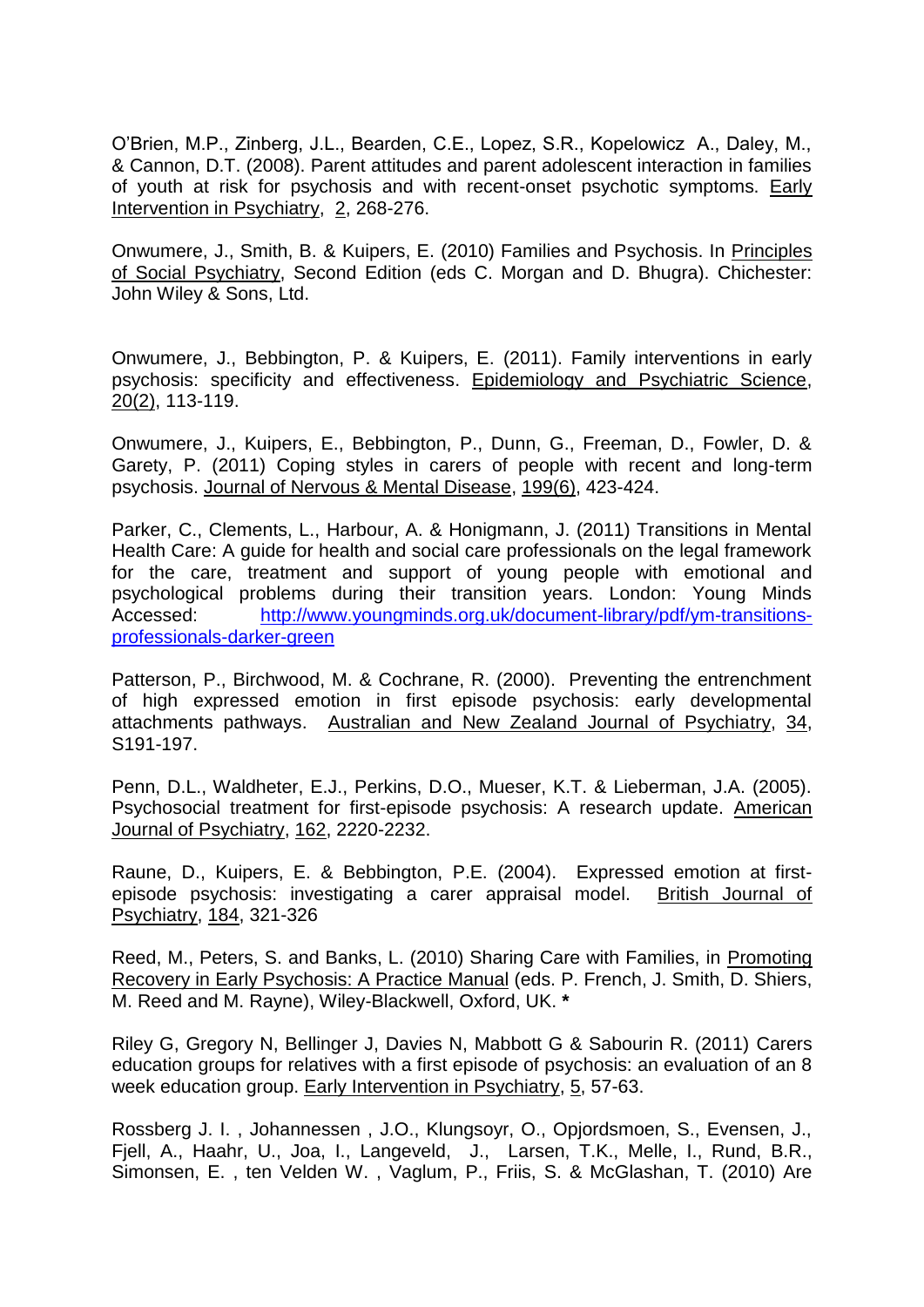O'Brien, M.P., Zinberg, J.L., Bearden, C.E., Lopez, S.R., Kopelowicz A., Daley, M., & Cannon, D.T. (2008). Parent attitudes and parent adolescent interaction in families of youth at risk for psychosis and with recent-onset psychotic symptoms. Early Intervention in Psychiatry, 2, 268-276.

Onwumere, J., Smith, B. & Kuipers, E. (2010) Families and Psychosis. In Principles of Social Psychiatry, Second Edition (eds C. Morgan and D. Bhugra). Chichester: John Wiley & Sons, Ltd.

Onwumere, J., Bebbington, P. & Kuipers, E. (2011). Family interventions in early psychosis: specificity and effectiveness. Epidemiology and Psychiatric Science, 20(2), 113-119.

Onwumere, J., Kuipers, E., Bebbington, P., Dunn, G., Freeman, D., Fowler, D. & Garety, P. (2011) Coping styles in carers of people with recent and long-term psychosis. Journal of Nervous & Mental Disease, 199(6), 423-424.

Parker, C., Clements, L., Harbour, A. & Honigmann, J. (2011) Transitions in Mental Health Care: A guide for health and social care professionals on the legal framework for the care, treatment and support of young people with emotional and psychological problems during their transition years. London: Young Minds Accessed: http://www.youngminds.org.uk/document-library/pdf/ym-transitions-professionals-darker-green

Patterson, P., Birchwood, M. & Cochrane, R. (2000). Preventing the entrenchment of high expressed emotion in first episode psychosis: early developmental attachments pathways. Australian and New Zealand Journal of Psychiatry, 34, S191-197.

Penn, D.L., Waldheter, E.J., Perkins, D.O., Mueser, K.T. & Lieberman, J.A. (2005). Psychosocial treatment for first-episode psychosis: A research update. American Journal of Psychiatry, 162, 2220-2232.

Raune, D., Kuipers, E. & Bebbington, P.E. (2004). Expressed emotion at first-episode psychosis: investigating a carer appraisal model. British Journal of Psychiatry, 184, 321-326

Reed, M., Peters, S. and Banks, L. (2010) Sharing Care with Families, in Promoting Recovery in Early Psychosis: A Practice Manual (eds. P. French, J. Smith, D. Shiers, M. Reed and M. Rayne), Wiley-Blackwell, Oxford, UK. **\***

Riley G, Gregory N, Bellinger J, Davies N, Mabbott G & Sabourin R. (2011) Carers education groups for relatives with a first episode of psychosis: an evaluation of an 8 week education group. Early Intervention in Psychiatry, 5, 57-63.

Rossberg J. I. , Johannessen , J.O., Klungsoyr, O., Opjordsmoen, S., Evensen, J., Fjell, A., Haahr, U., Joa, I., Langeveld, J., Larsen, T.K., Melle, I., Rund, B.R., Simonsen, E. , ten Velden W. , Vaglum, P., Friis, S. & McGlashan, T. (2010) Are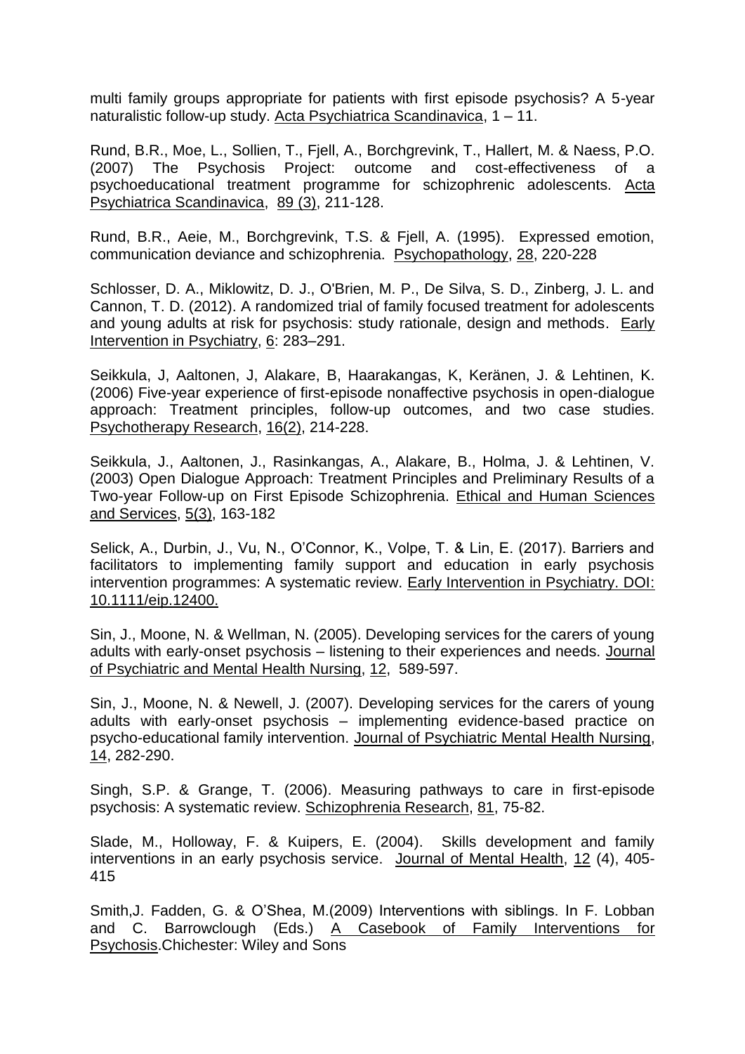multi family groups appropriate for patients with first episode psychosis? A 5-year naturalistic follow-up study. Acta Psychiatrica Scandinavica, 1 – 11.

Rund, B.R., Moe, L., Sollien, T., Fjell, A., Borchgrevink, T., Hallert, M. & Naess, P.O. (2007) The Psychosis Project: outcome and cost-effectiveness of a psychoeducational treatment programme for schizophrenic adolescents. Acta Psychiatrica Scandinavica, 89 (3), 211-128.

Rund, B.R., Aeie, M., Borchgrevink, T.S. & Fjell, A. (1995). Expressed emotion, communication deviance and schizophrenia. Psychopathology, 28, 220-228

Schlosser, D. A., Miklowitz, D. J., O'Brien, M. P., De Silva, S. D., Zinberg, J. L. and Cannon, T. D. (2012). A randomized trial of family focused treatment for adolescents and young adults at risk for psychosis: study rationale, design and methods. Early Intervention in Psychiatry, 6: 283–291.

Seikkula, J, Aaltonen, J, Alakare, B, Haarakangas, K, Keränen, J. & Lehtinen, K. (2006) Five-year experience of first-episode nonaffective psychosis in open-dialogue approach: Treatment principles, follow-up outcomes, and two case studies. Psychotherapy Research, 16(2), 214-228.

Seikkula, J., Aaltonen, J., Rasinkangas, A., Alakare, B., Holma, J. & Lehtinen, V. (2003) Open Dialogue Approach: Treatment Principles and Preliminary Results of a Two-year Follow-up on First Episode Schizophrenia. Ethical and Human Sciences and Services, 5(3), 163-182

Selick, A., Durbin, J., Vu, N., O'Connor, K., Volpe, T. & Lin, E. (2017). Barriers and facilitators to implementing family support and education in early psychosis intervention programmes: A systematic review. Early Intervention in Psychiatry. DOI: 10.1111/eip.12400.

Sin, J., Moone, N. & Wellman, N. (2005). Developing services for the carers of young adults with early-onset psychosis – listening to their experiences and needs. Journal of Psychiatric and Mental Health Nursing, 12, 589-597.

Sin, J., Moone, N. & Newell, J. (2007). Developing services for the carers of young adults with early-onset psychosis – implementing evidence-based practice on psycho-educational family intervention. Journal of Psychiatric Mental Health Nursing, 14, 282-290.

Singh, S.P. & Grange, T. (2006). Measuring pathways to care in first-episode psychosis: A systematic review. Schizophrenia Research, 81, 75-82.

Slade, M., Holloway, F. & Kuipers, E. (2004). Skills development and family interventions in an early psychosis service. Journal of Mental Health, 12 (4), 405-415

Smith,J. Fadden, G. & O'Shea, M.(2009) Interventions with siblings. In F. Lobban and C. Barrowclough (Eds.) A Casebook of Family Interventions for Psychosis.Chichester: Wiley and Sons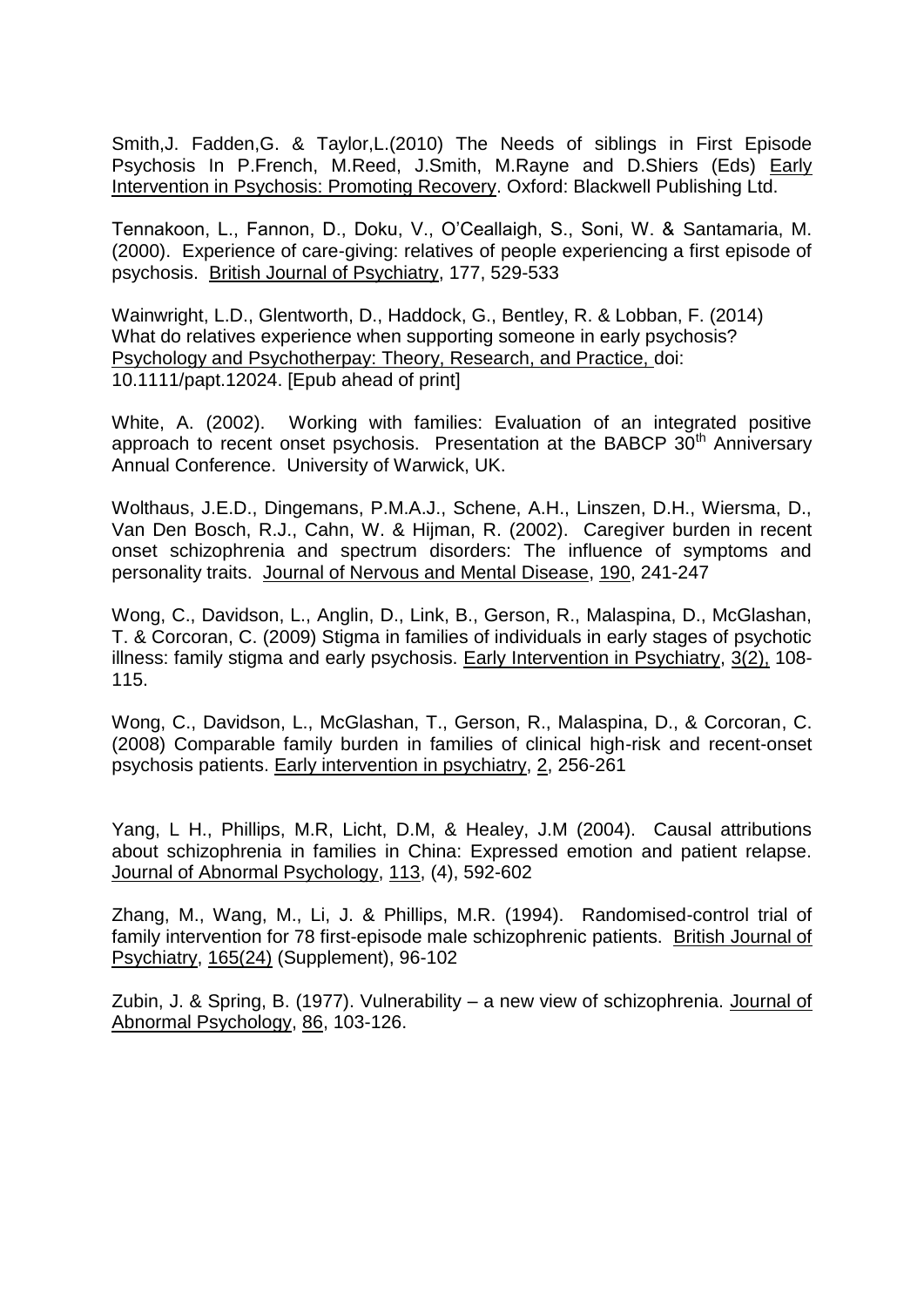Smith,J. Fadden,G. & Taylor,L.(2010) The Needs of siblings in First Episode Psychosis In P.French, M.Reed, J.Smith, M.Rayne and D.Shiers (Eds) Early Intervention in Psychosis: Promoting Recovery. Oxford: Blackwell Publishing Ltd.

Tennakoon, L., Fannon, D., Doku, V., O'Ceallaigh, S., Soni, W. & Santamaria, M. (2000). Experience of care-giving: relatives of people experiencing a first episode of psychosis. British Journal of Psychiatry, 177, 529-533

Wainwright, L.D., Glentworth, D., Haddock, G., Bentley, R. & Lobban, F. (2014) What do relatives experience when supporting someone in early psychosis? Psychology and Psychotherpay: Theory, Research, and Practice, doi: 10.1111/papt.12024. [Epub ahead of print]

White, A. (2002). Working with families: Evaluation of an integrated positive approach to recent onset psychosis. Presentation at the BABCP 30th Anniversary Annual Conference. University of Warwick, UK.

Wolthaus, J.E.D., Dingemans, P.M.A.J., Schene, A.H., Linszen, D.H., Wiersma, D., Van Den Bosch, R.J., Cahn, W. & Hijman, R. (2002). Caregiver burden in recent onset schizophrenia and spectrum disorders: The influence of symptoms and personality traits. Journal of Nervous and Mental Disease, 190, 241-247

Wong, C., Davidson, L., Anglin, D., Link, B., Gerson, R., Malaspina, D., McGlashan, T. & Corcoran, C. (2009) Stigma in families of individuals in early stages of psychotic illness: family stigma and early psychosis. Early Intervention in Psychiatry, 3(2), 108-115.

Wong, C., Davidson, L., McGlashan, T., Gerson, R., Malaspina, D., & Corcoran, C. (2008) Comparable family burden in families of clinical high-risk and recent-onset psychosis patients. Early intervention in psychiatry, 2, 256-261

Yang, L H., Phillips, M.R, Licht, D.M, & Healey, J.M (2004). Causal attributions about schizophrenia in families in China: Expressed emotion and patient relapse. Journal of Abnormal Psychology, 113, (4), 592-602

Zhang, M., Wang, M., Li, J. & Phillips, M.R. (1994). Randomised-control trial of family intervention for 78 first-episode male schizophrenic patients. British Journal of Psychiatry, 165(24) (Supplement), 96-102

Zubin, J. & Spring, B. (1977). Vulnerability – a new view of schizophrenia. Journal of Abnormal Psychology, 86, 103-126.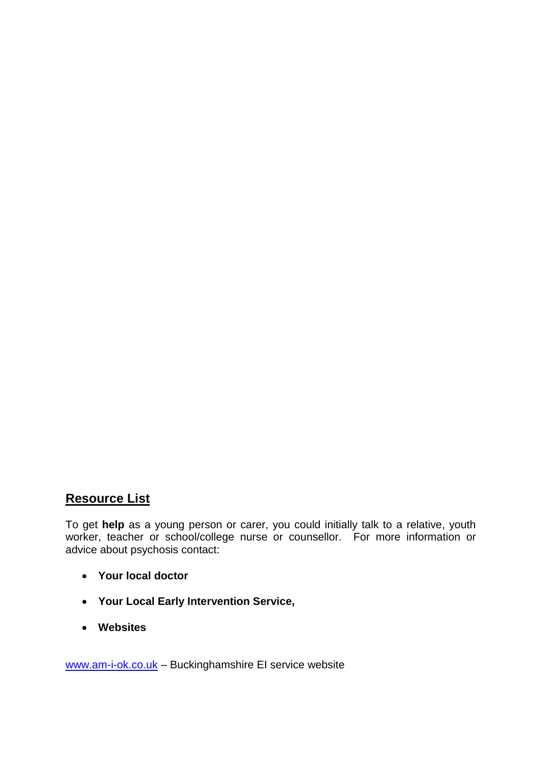## Resource List

To get **help** as a young person or carer, you could initially talk to a relative, youth worker, teacher or school/college nurse or counsellor. For more information or advice about psychosis contact:

- **Your local doctor**
- **Your Local Early Intervention Service,**
- **Websites**

[www.am-i-ok.co.uk](http://www.am-i-ok.co.uk) – Buckinghamshire EI service website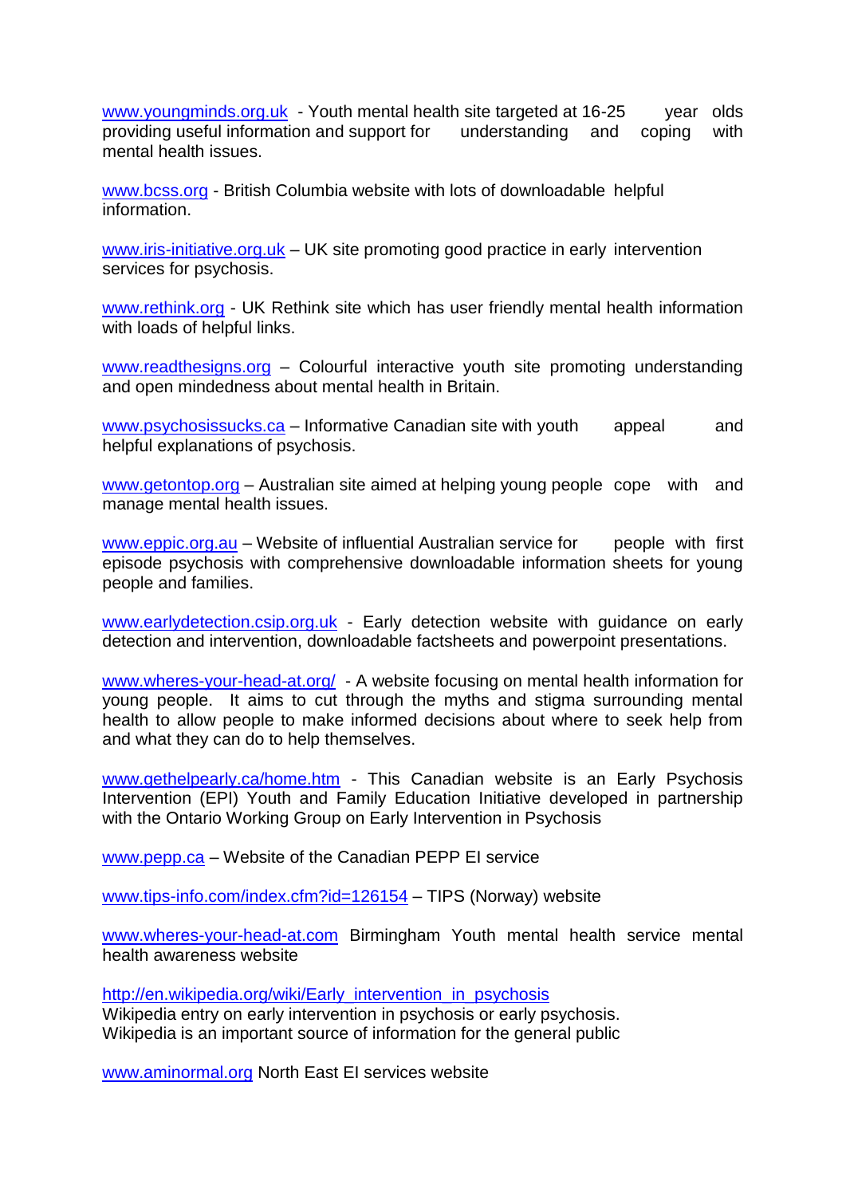www.youngminds.org.uk - Youth mental health site targeted at 16-25 year olds providing useful information and support for understanding and coping with mental health issues.

www.bcss.org - British Columbia website with lots of downloadable helpful information.

www.iris-initiative.org.uk – UK site promoting good practice in early intervention services for psychosis.

www.rethink.org - UK Rethink site which has user friendly mental health information with loads of helpful links.

www.readthesigns.org – Colourful interactive youth site promoting understanding and open mindedness about mental health in Britain.

www.psychosissucks.ca – Informative Canadian site with youth appeal and helpful explanations of psychosis.

www.getontop.org – Australian site aimed at helping young people cope with and manage mental health issues.

www.eppic.org.au – Website of influential Australian service for people with first episode psychosis with comprehensive downloadable information sheets for young people and families.

www.earlydetection.csip.org.uk - Early detection website with guidance on early detection and intervention, downloadable factsheets and powerpoint presentations.

www.wheres-your-head-at.org/ - A website focusing on mental health information for young people. It aims to cut through the myths and stigma surrounding mental health to allow people to make informed decisions about where to seek help from and what they can do to help themselves.

www.gethelpearly.ca/home.htm - This Canadian website is an Early Psychosis Intervention (EPI) Youth and Family Education Initiative developed in partnership with the Ontario Working Group on Early Intervention in Psychosis

www.pepp.ca – Website of the Canadian PEPP EI service

www.tips-info.com/index.cfm?id=126154 – TIPS (Norway) website

www.wheres-your-head-at.com Birmingham Youth mental health service mental health awareness website

http://en.wikipedia.org/wiki/Early_intervention_in_psychosis
Wikipedia entry on early intervention in psychosis or early psychosis.
Wikipedia is an important source of information for the general public

www.aminormal.org North East EI services website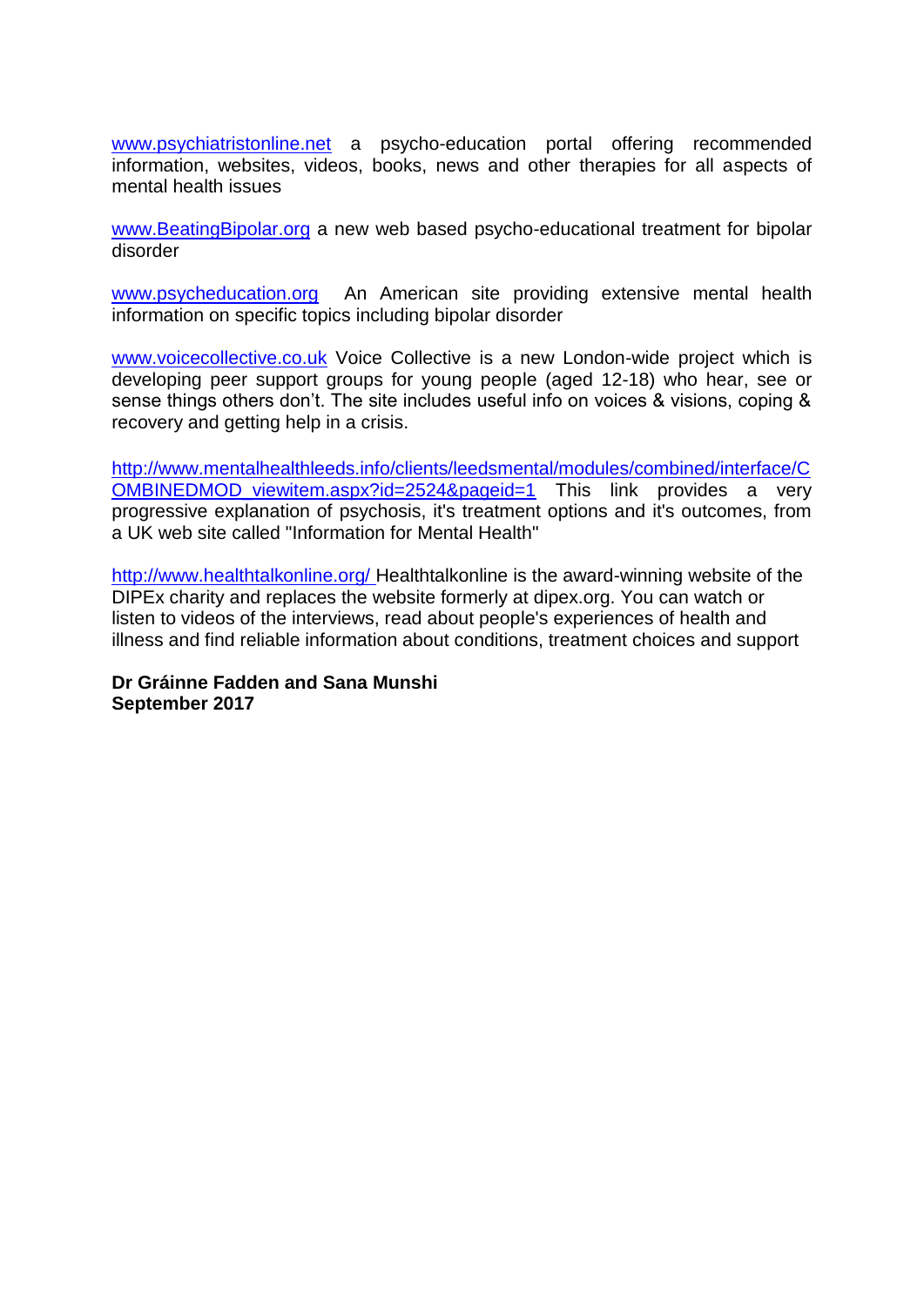www.psychiatristonline.net a psycho-education portal offering recommended information, websites, videos, books, news and other therapies for all aspects of mental health issues

www.BeatingBipolar.org a new web based psycho-educational treatment for bipolar disorder

www.psycheducation.org An American site providing extensive mental health information on specific topics including bipolar disorder

www.voicecollective.co.uk Voice Collective is a new London-wide project which is developing peer support groups for young people (aged 12-18) who hear, see or sense things others don't. The site includes useful info on voices & visions, coping & recovery and getting help in a crisis.

http://www.mentalhealthleeds.info/clients/leedsmental/modules/combined/interface/COMBINEDMOD_viewitem.aspx?id=2524&pageid=1 This link provides a very progressive explanation of psychosis, it's treatment options and it's outcomes, from a UK web site called "Information for Mental Health"

http://www.healthtalkonline.org/ Healthtalkonline is the award-winning website of the DIPEx charity and replaces the website formerly at dipex.org. You can watch or listen to videos of the interviews, read about people's experiences of health and illness and find reliable information about conditions, treatment choices and support

**Dr Gráinne Fadden and Sana Munshi**
**September 2017**